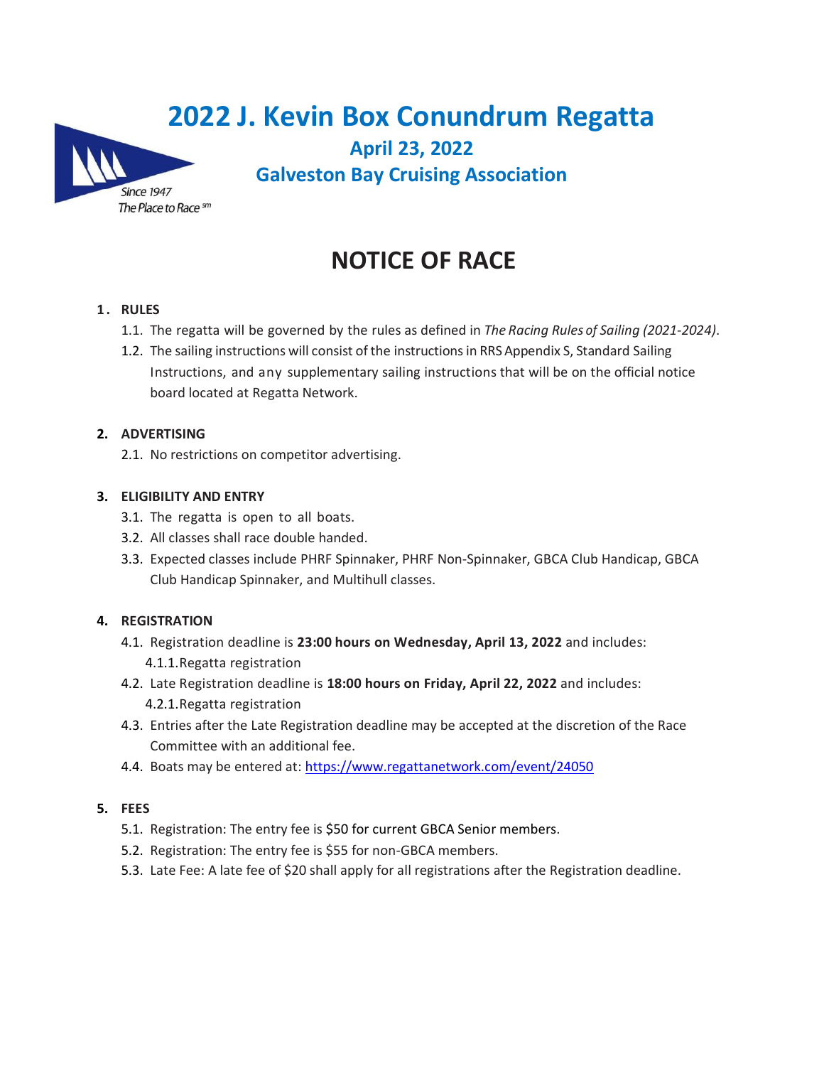# 2022 J. Kevin Box Conundrum Regatta

**April 23, 2022**

**Galveston Bay Cruising Association**

Since 1947
The Place to Race℠

## NOTICE OF RACE

### 1. RULES

1.1. The regatta will be governed by the rules as defined in *The Racing Rules of Sailing (2021-2024)*.

1.2. The sailing instructions will consist of the instructions in RRS Appendix S, Standard Sailing Instructions, and any supplementary sailing instructions that will be on the official notice board located at Regatta Network.

### 2. ADVERTISING

2.1. No restrictions on competitor advertising.

### 3. ELIGIBILITY AND ENTRY

3.1. The regatta is open to all boats.

3.2. All classes shall race double handed.

3.3. Expected classes include PHRF Spinnaker, PHRF Non-Spinnaker, GBCA Club Handicap, GBCA Club Handicap Spinnaker, and Multihull classes.

### 4. REGISTRATION

4.1. Registration deadline is **23:00 hours on Wednesday, April 13, 2022** and includes:

4.1.1. Regatta registration

4.2. Late Registration deadline is **18:00 hours on Friday, April 22, 2022** and includes:

4.2.1. Regatta registration

4.3. Entries after the Late Registration deadline may be accepted at the discretion of the Race Committee with an additional fee.

4.4. Boats may be entered at: https://www.regattanetwork.com/event/24050

### 5. FEES

5.1. Registration: The entry fee is $50 for current GBCA Senior members.

5.2. Registration: The entry fee is $55 for non-GBCA members.

5.3. Late Fee: A late fee of $20 shall apply for all registrations after the Registration deadline.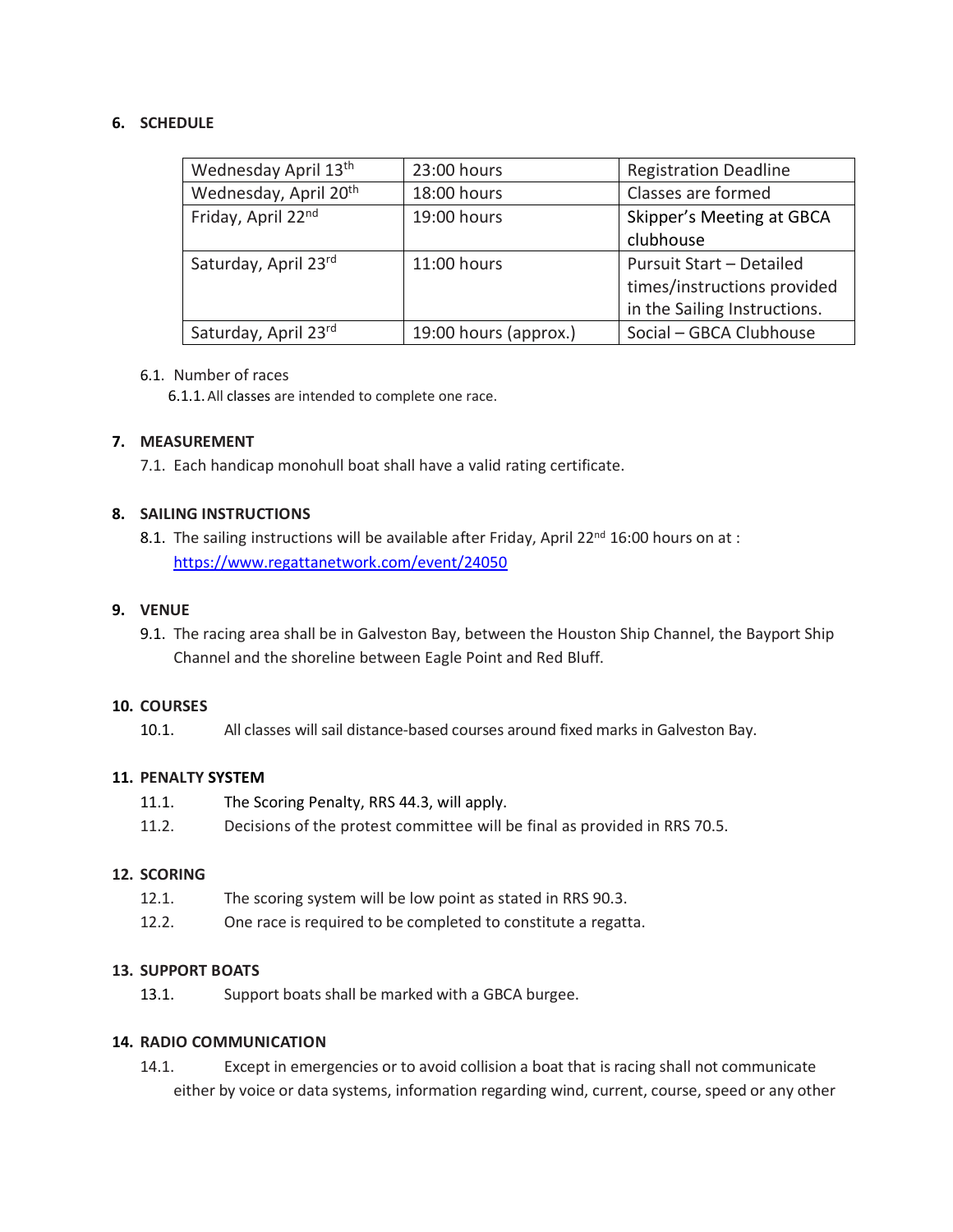## 6. SCHEDULE

| Wednesday April 13th | 23:00 hours | Registration Deadline |
|---|---|---|
| Wednesday, April 20th | 18:00 hours | Classes are formed |
| Friday, April 22nd | 19:00 hours | Skipper's Meeting at GBCA clubhouse |
| Saturday, April 23rd | 11:00 hours | Pursuit Start – Detailed times/instructions provided in the Sailing Instructions. |
| Saturday, April 23rd | 19:00 hours (approx.) | Social – GBCA Clubhouse |

6.1. Number of races

6.1.1. All classes are intended to complete one race.

## 7. MEASUREMENT

7.1. Each handicap monohull boat shall have a valid rating certificate.

## 8. SAILING INSTRUCTIONS

8.1. The sailing instructions will be available after Friday, April 22nd 16:00 hours on at : https://www.regattanetwork.com/event/24050

## 9. VENUE

9.1. The racing area shall be in Galveston Bay, between the Houston Ship Channel, the Bayport Ship Channel and the shoreline between Eagle Point and Red Bluff.

## 10. COURSES

10.1. All classes will sail distance-based courses around fixed marks in Galveston Bay.

## 11. PENALTY SYSTEM

11.1. The Scoring Penalty, RRS 44.3, will apply.

11.2. Decisions of the protest committee will be final as provided in RRS 70.5.

## 12. SCORING

12.1. The scoring system will be low point as stated in RRS 90.3.

12.2. One race is required to be completed to constitute a regatta.

## 13. SUPPORT BOATS

13.1. Support boats shall be marked with a GBCA burgee.

## 14. RADIO COMMUNICATION

14.1. Except in emergencies or to avoid collision a boat that is racing shall not communicate either by voice or data systems, information regarding wind, current, course, speed or any other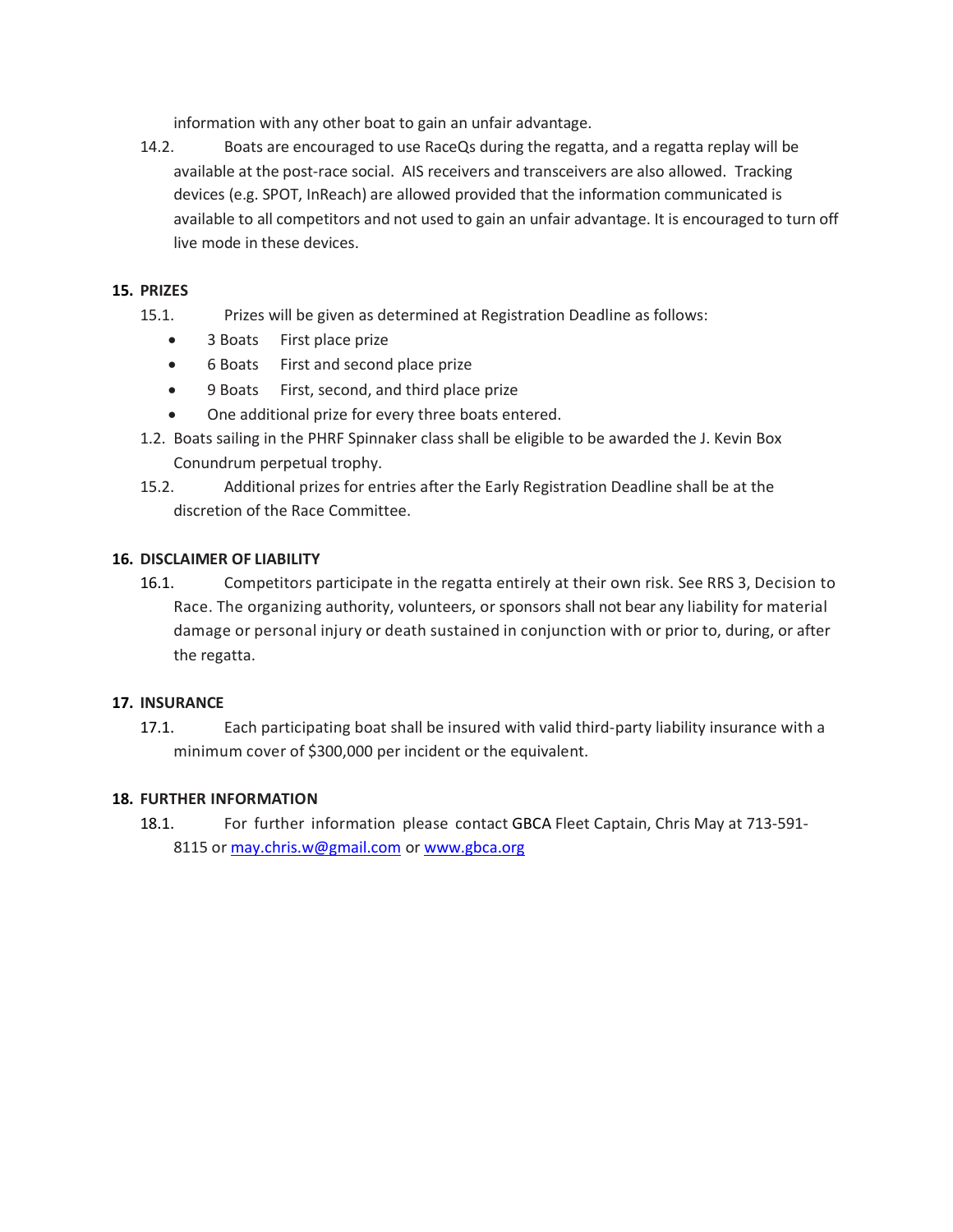information with any other boat to gain an unfair advantage.

14.2. Boats are encouraged to use RaceQs during the regatta, and a regatta replay will be available at the post-race social. AIS receivers and transceivers are also allowed. Tracking devices (e.g. SPOT, InReach) are allowed provided that the information communicated is available to all competitors and not used to gain an unfair advantage. It is encouraged to turn off live mode in these devices.

## 15. PRIZES

15.1. Prizes will be given as determined at Registration Deadline as follows:

- 3 Boats First place prize
- 6 Boats First and second place prize
- 9 Boats First, second, and third place prize
- One additional prize for every three boats entered.

1.2. Boats sailing in the PHRF Spinnaker class shall be eligible to be awarded the J. Kevin Box Conundrum perpetual trophy.

15.2. Additional prizes for entries after the Early Registration Deadline shall be at the discretion of the Race Committee.

## 16. DISCLAIMER OF LIABILITY

16.1. Competitors participate in the regatta entirely at their own risk. See RRS 3, Decision to Race. The organizing authority, volunteers, or sponsors shall not bear any liability for material damage or personal injury or death sustained in conjunction with or prior to, during, or after the regatta.

## 17. INSURANCE

17.1. Each participating boat shall be insured with valid third-party liability insurance with a minimum cover of $300,000 per incident or the equivalent.

## 18. FURTHER INFORMATION

18.1. For further information please contact GBCA Fleet Captain, Chris May at 713-591-8115 or may.chris.w@gmail.com or www.gbca.org